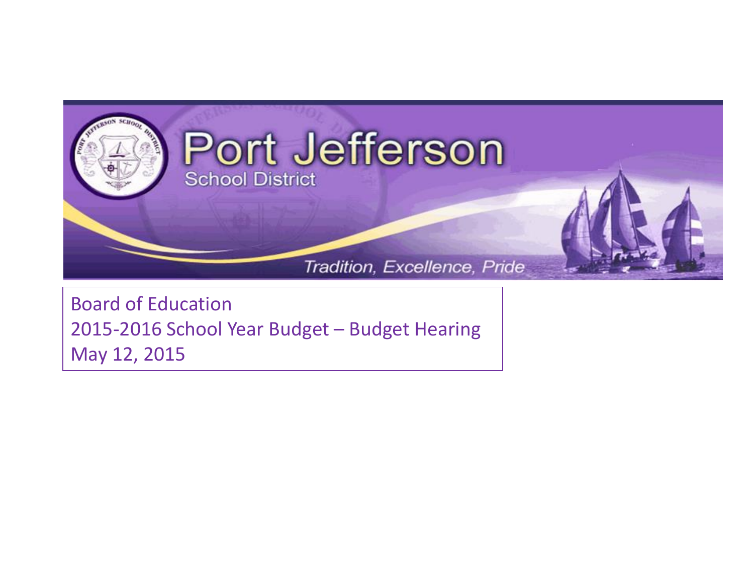# Port Jefferson

School District

*Tradition, Excellence, Pride*

Board of Education
2015-2016 School Year Budget – Budget Hearing
May 12, 2015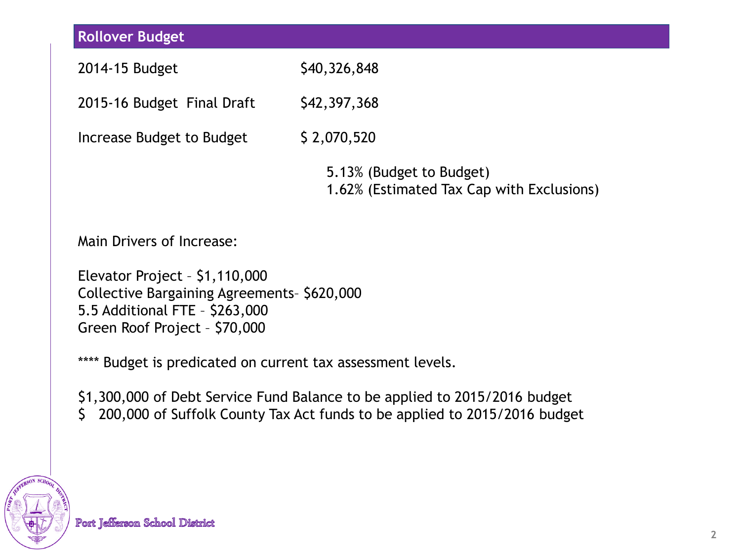## Rollover Budget

| | |
|---|---|
| 2014-15 Budget | $40,326,848 |
| 2015-16 Budget Final Draft | $42,397,368 |
| Increase Budget to Budget | $ 2,070,520 |

5.13% (Budget to Budget)
1.62% (Estimated Tax Cap with Exclusions)

Main Drivers of Increase:

Elevator Project – $1,110,000
Collective Bargaining Agreements– $620,000
5.5 Additional FTE – $263,000
Green Roof Project – $70,000

**** Budget is predicated on current tax assessment levels.

$1,300,000 of Debt Service Fund Balance to be applied to 2015/2016 budget
$ 200,000 of Suffolk County Tax Act funds to be applied to 2015/2016 budget

Port Jefferson School District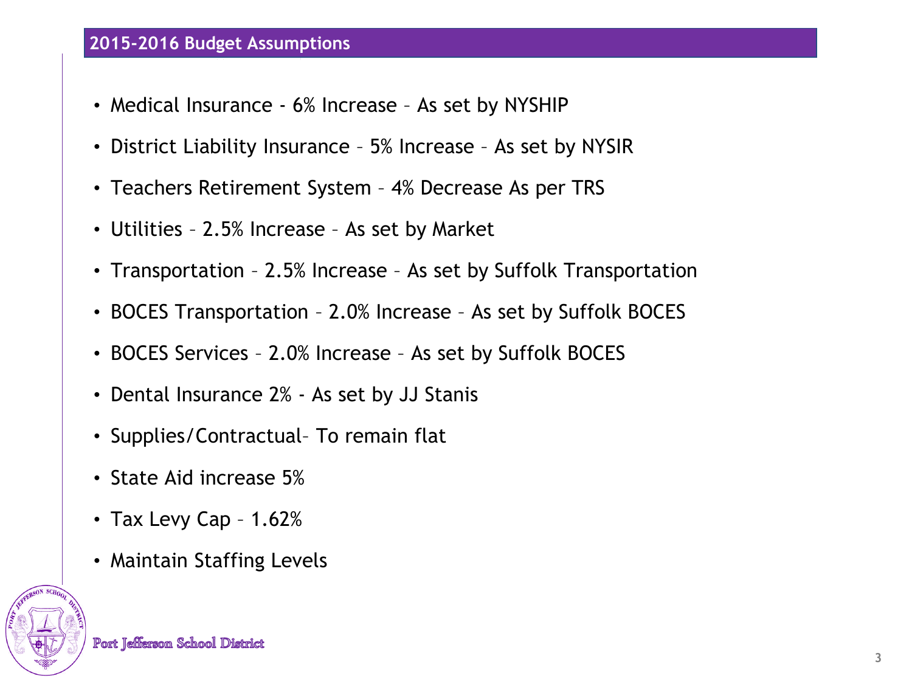## 2015-2016 Budget Assumptions

- Medical Insurance - 6% Increase – As set by NYSHIP
- District Liability Insurance – 5% Increase – As set by NYSIR
- Teachers Retirement System – 4% Decrease As per TRS
- Utilities – 2.5% Increase – As set by Market
- Transportation – 2.5% Increase – As set by Suffolk Transportation
- BOCES Transportation – 2.0% Increase – As set by Suffolk BOCES
- BOCES Services – 2.0% Increase – As set by Suffolk BOCES
- Dental Insurance 2% - As set by JJ Stanis
- Supplies/Contractual– To remain flat
- State Aid increase 5%
- Tax Levy Cap – 1.62%
- Maintain Staffing Levels

Port Jefferson School District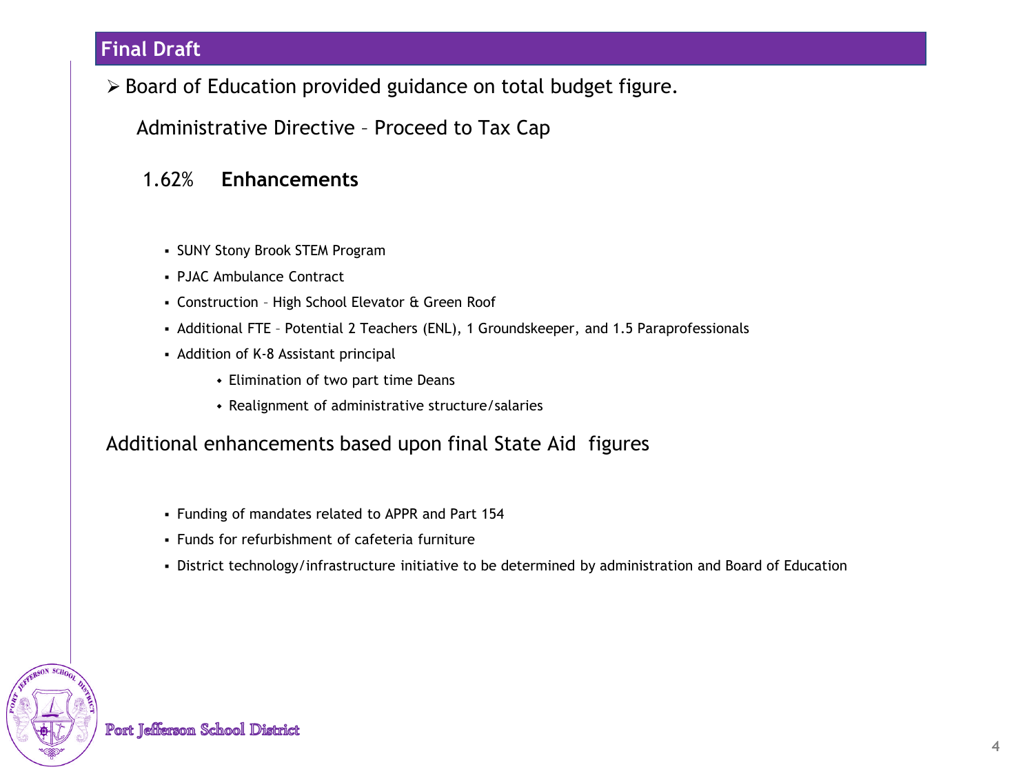## Final Draft

- Board of Education provided guidance on total budget figure.

  Administrative Directive – Proceed to Tax Cap

  1.62% **Enhancements**

  - SUNY Stony Brook STEM Program
  - PJAC Ambulance Contract
  - Construction – High School Elevator & Green Roof
  - Additional FTE – Potential 2 Teachers (ENL), 1 Groundskeeper, and 1.5 Paraprofessionals
  - Addition of K-8 Assistant principal
    - Elimination of two part time Deans
    - Realignment of administrative structure/salaries

Additional enhancements based upon final State Aid figures

- Funding of mandates related to APPR and Part 154
- Funds for refurbishment of cafeteria furniture
- District technology/infrastructure initiative to be determined by administration and Board of Education

Port Jefferson School District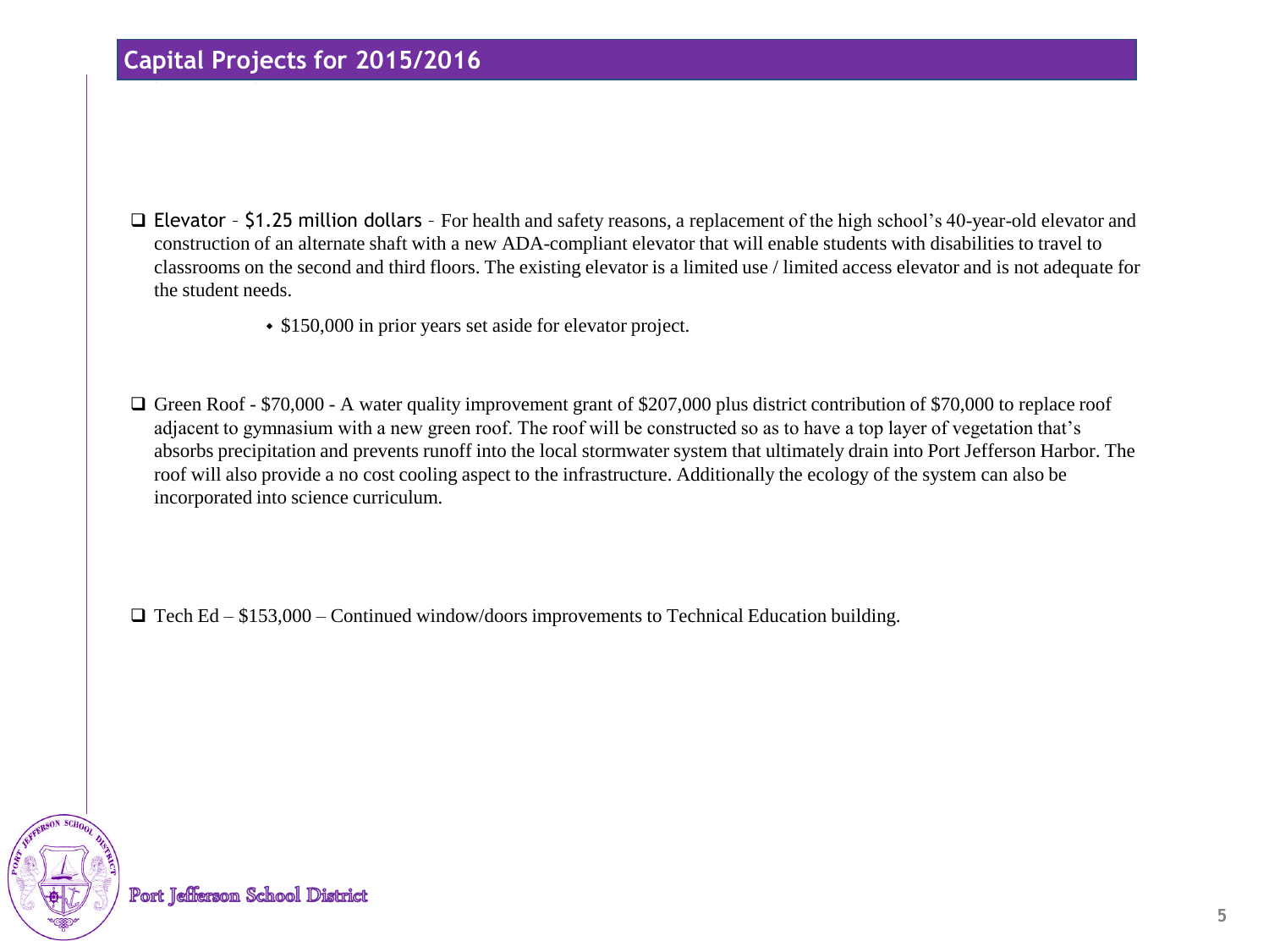## Capital Projects for 2015/2016

- Elevator – $1.25 million dollars – For health and safety reasons, a replacement of the high school's 40-year-old elevator and construction of an alternate shaft with a new ADA-compliant elevator that will enable students with disabilities to travel to classrooms on the second and third floors. The existing elevator is a limited use / limited access elevator and is not adequate for the student needs.
  - $150,000 in prior years set aside for elevator project.

- Green Roof - $70,000 - A water quality improvement grant of $207,000 plus district contribution of $70,000 to replace roof adjacent to gymnasium with a new green roof. The roof will be constructed so as to have a top layer of vegetation that's absorbs precipitation and prevents runoff into the local stormwater system that ultimately drain into Port Jefferson Harbor. The roof will also provide a no cost cooling aspect to the infrastructure. Additionally the ecology of the system can also be incorporated into science curriculum.

- Tech Ed – $153,000 – Continued window/doors improvements to Technical Education building.

Port Jefferson School District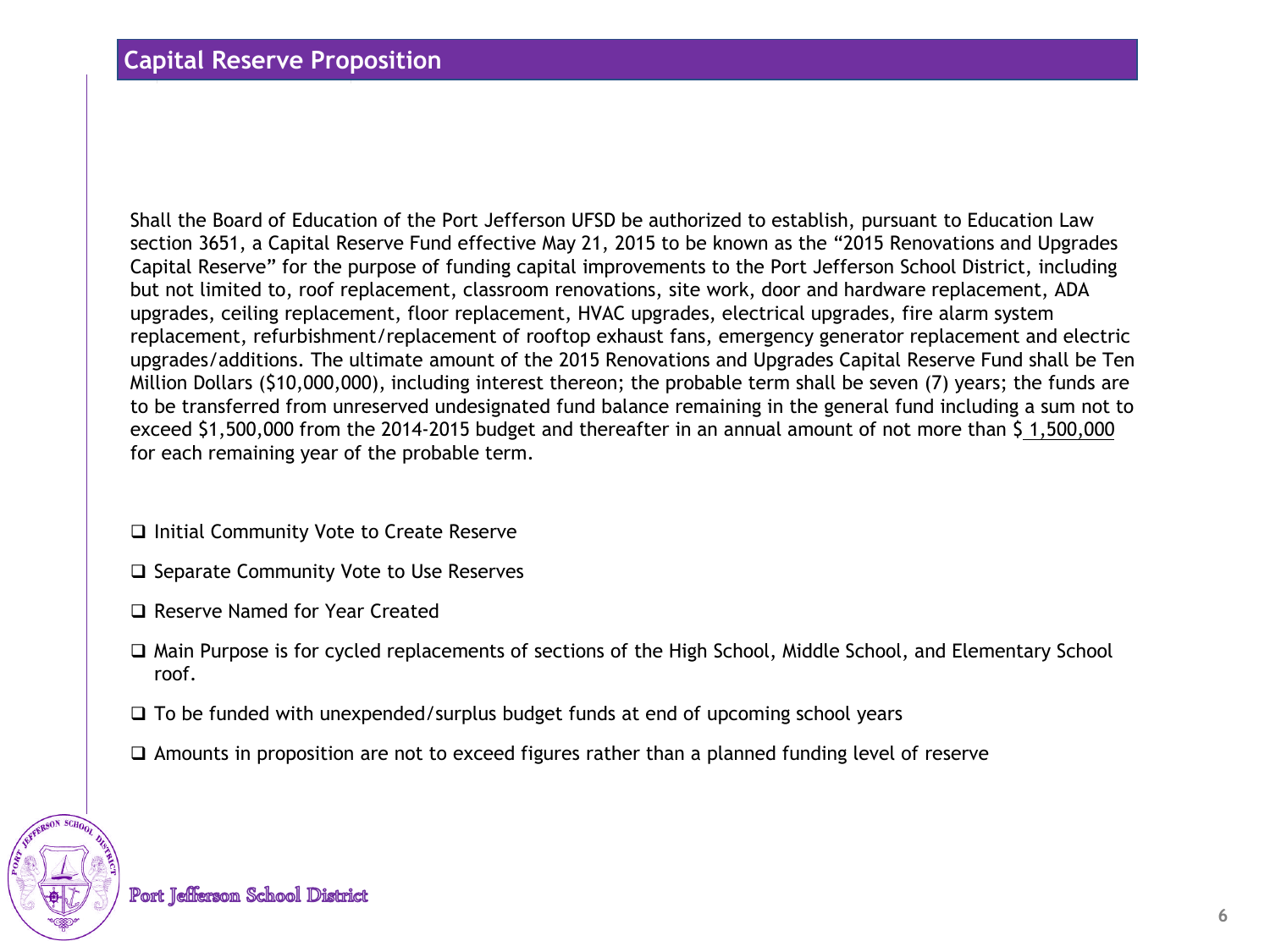## Capital Reserve Proposition

Shall the Board of Education of the Port Jefferson UFSD be authorized to establish, pursuant to Education Law section 3651, a Capital Reserve Fund effective May 21, 2015 to be known as the “2015 Renovations and Upgrades Capital Reserve” for the purpose of funding capital improvements to the Port Jefferson School District, including but not limited to, roof replacement, classroom renovations, site work, door and hardware replacement, ADA upgrades, ceiling replacement, floor replacement, HVAC upgrades, electrical upgrades, fire alarm system replacement, refurbishment/replacement of rooftop exhaust fans, emergency generator replacement and electric upgrades/additions. The ultimate amount of the 2015 Renovations and Upgrades Capital Reserve Fund shall be Ten Million Dollars ($10,000,000), including interest thereon; the probable term shall be seven (7) years; the funds are to be transferred from unreserved undesignated fund balance remaining in the general fund including a sum not to exceed $1,500,000 from the 2014-2015 budget and thereafter in an annual amount of not more than $ 1,500,000 for each remaining year of the probable term.

- ❑ Initial Community Vote to Create Reserve
- ❑ Separate Community Vote to Use Reserves
- ❑ Reserve Named for Year Created
- ❑ Main Purpose is for cycled replacements of sections of the High School, Middle School, and Elementary School roof.
- ❑ To be funded with unexpended/surplus budget funds at end of upcoming school years
- ❑ Amounts in proposition are not to exceed figures rather than a planned funding level of reserve

Port Jefferson School District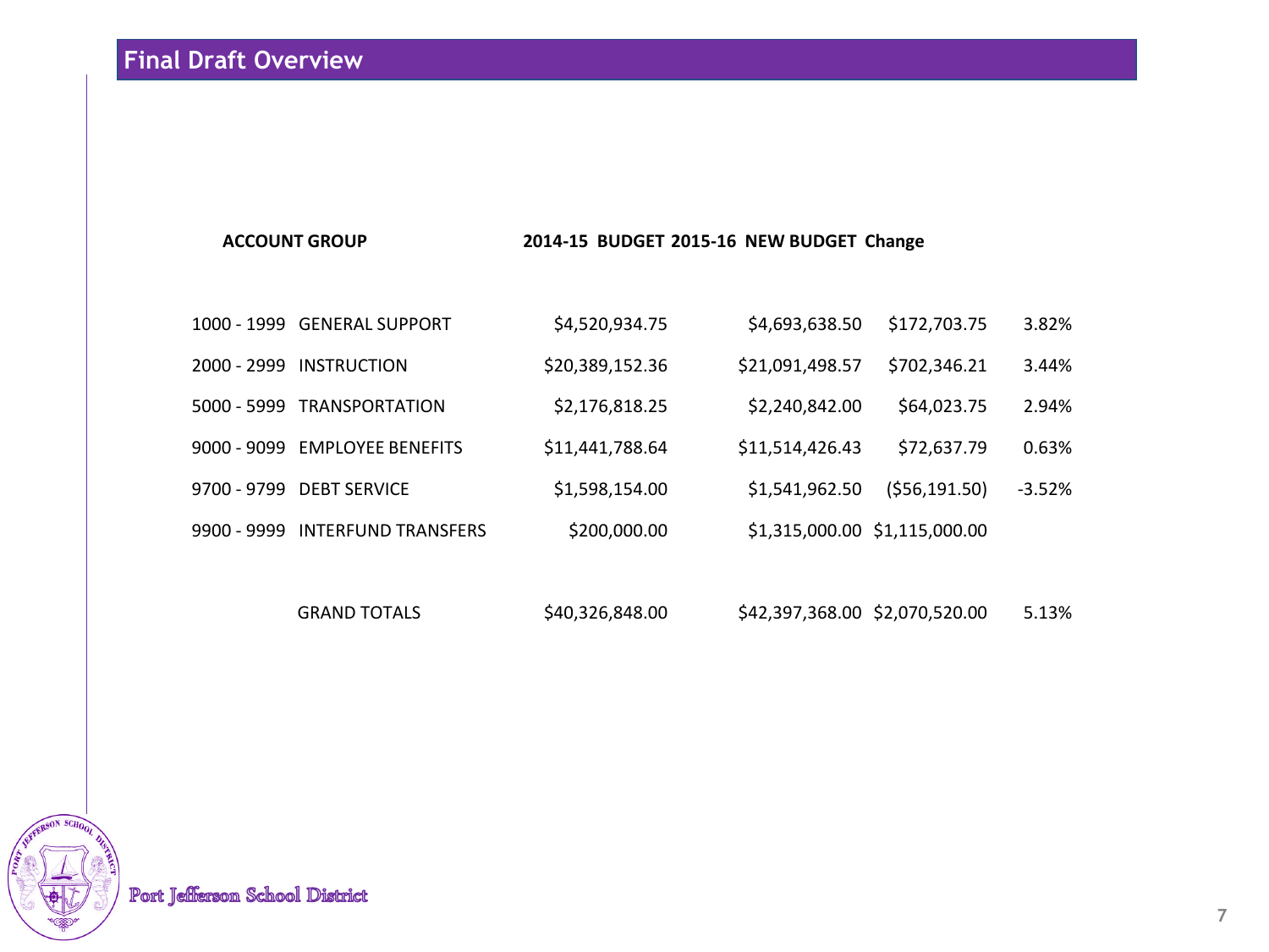## Final Draft Overview

| ACCOUNT GROUP | | 2014-15 BUDGET | 2015-16 NEW BUDGET | Change | |
|---|---|---|---|---|---|
| 1000 - 1999 | GENERAL SUPPORT | $4,520,934.75 | $4,693,638.50 | $172,703.75 | 3.82% |
| 2000 - 2999 | INSTRUCTION | $20,389,152.36 | $21,091,498.57 | $702,346.21 | 3.44% |
| 5000 - 5999 | TRANSPORTATION | $2,176,818.25 | $2,240,842.00 | $64,023.75 | 2.94% |
| 9000 - 9099 | EMPLOYEE BENEFITS | $11,441,788.64 | $11,514,426.43 | $72,637.79 | 0.63% |
| 9700 - 9799 | DEBT SERVICE | $1,598,154.00 | $1,541,962.50 | ($56,191.50) | -3.52% |
| 9900 - 9999 | INTERFUND TRANSFERS | $200,000.00 | $1,315,000.00 | $1,115,000.00 | |
| | GRAND TOTALS | $40,326,848.00 | $42,397,368.00 | $2,070,520.00 | 5.13% |

Port Jefferson School District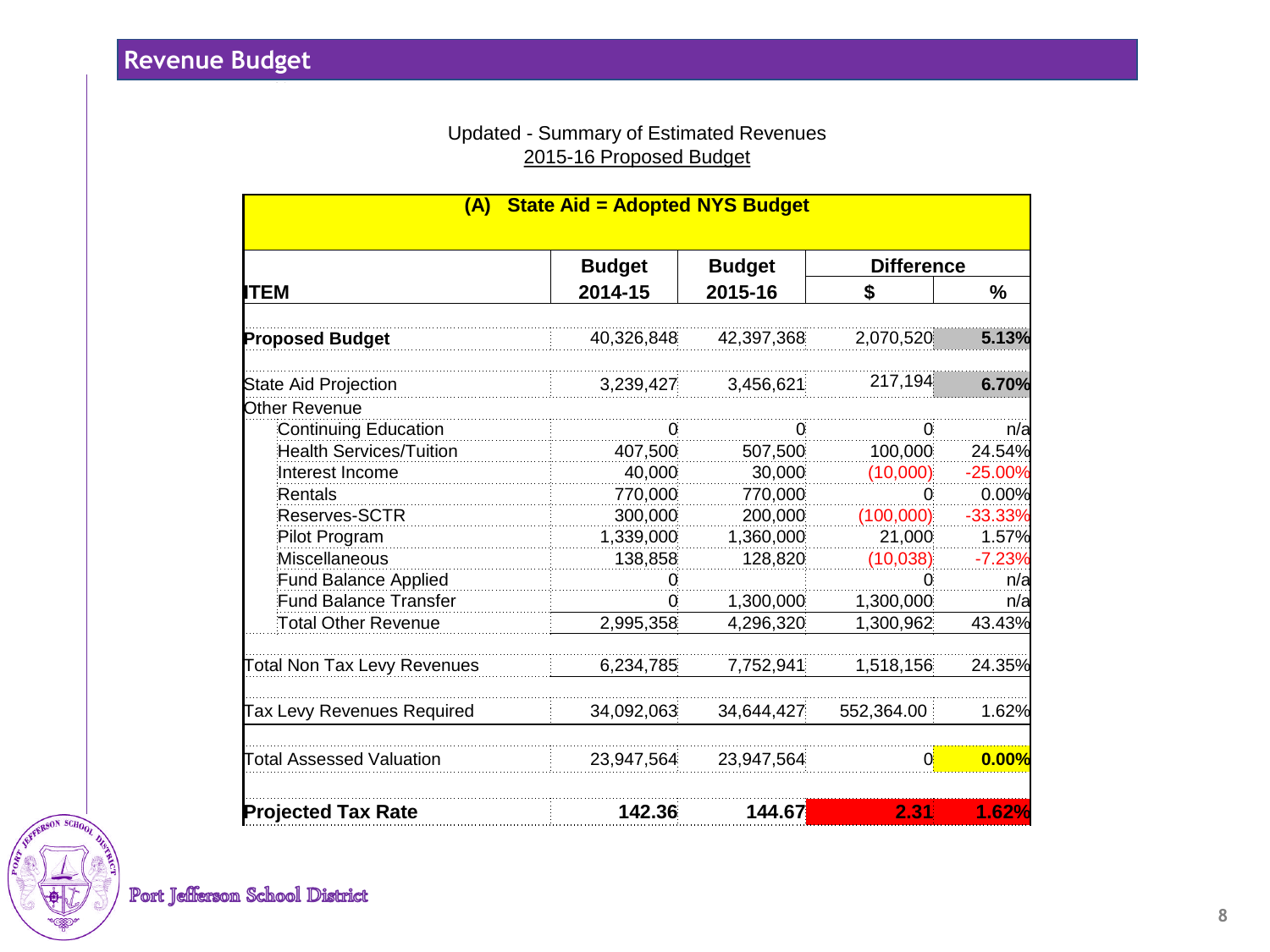## Revenue Budget

Updated - Summary of Estimated Revenues
2015-16 Proposed Budget

| (A) State Aid = Adopted NYS Budget | | | | |
|---|---|---|---|---|
| | **Budget** | **Budget** | **Difference** | |
| **ITEM** | **2014-15** | **2015-16** | **$** | **%** |
| **Proposed Budget** | 40,326,848 | 42,397,368 | 2,070,520 | **5.13%** |
| State Aid Projection | 3,239,427 | 3,456,621 | 217,194 | **6.70%** |
| Other Revenue | | | | |
| Continuing Education | 0 | 0 | 0 | n/a |
| Health Services/Tuition | 407,500 | 507,500 | 100,000 | 24.54% |
| Interest Income | 40,000 | 30,000 | (10,000) | -25.00% |
| Rentals | 770,000 | 770,000 | 0 | 0.00% |
| Reserves-SCTR | 300,000 | 200,000 | (100,000) | -33.33% |
| Pilot Program | 1,339,000 | 1,360,000 | 21,000 | 1.57% |
| Miscellaneous | 138,858 | 128,820 | (10,038) | -7.23% |
| Fund Balance Applied | 0 | | 0 | n/a |
| Fund Balance Transfer | 0 | 1,300,000 | 1,300,000 | n/a |
| Total Other Revenue | 2,995,358 | 4,296,320 | 1,300,962 | 43.43% |
| Total Non Tax Levy Revenues | 6,234,785 | 7,752,941 | 1,518,156 | 24.35% |
| Tax Levy Revenues Required | 34,092,063 | 34,644,427 | 552,364.00 | 1.62% |
| Total Assessed Valuation | 23,947,564 | 23,947,564 | 0 | **0.00%** |
| **Projected Tax Rate** | **142.36** | **144.67** | **2.31** | **1.62%** |

Port Jefferson School District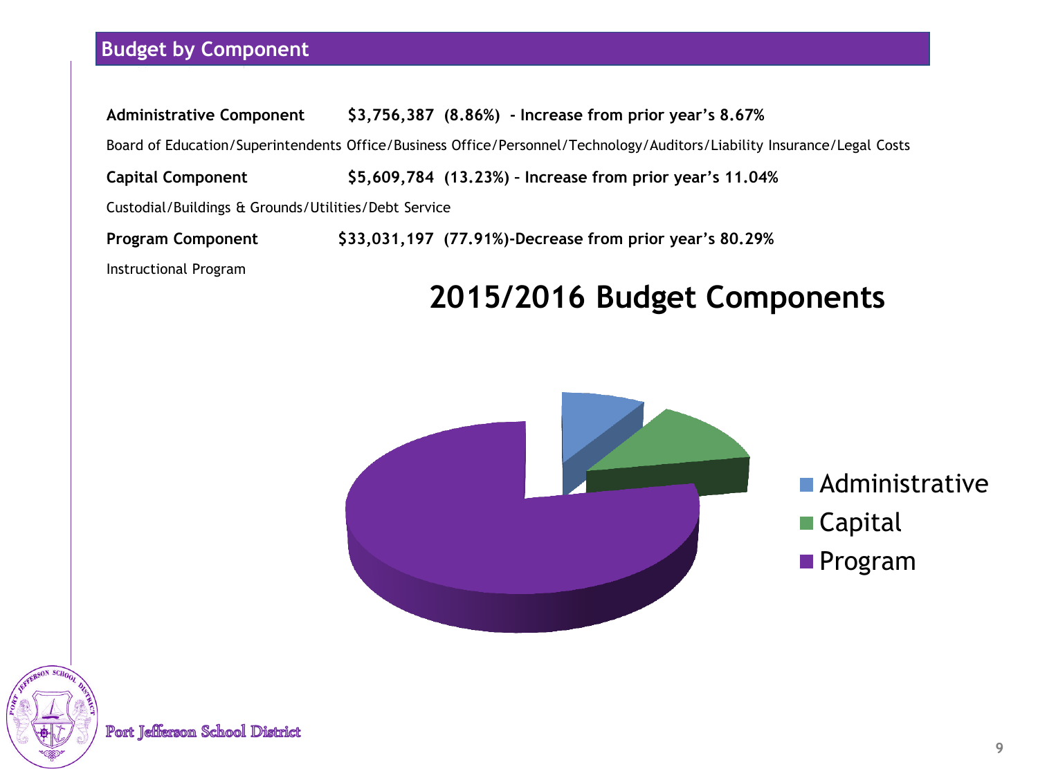## Budget by Component

**Administrative Component $3,756,387 (8.86%) - Increase from prior year's 8.67%**

Board of Education/Superintendents Office/Business Office/Personnel/Technology/Auditors/Liability Insurance/Legal Costs

**Capital Component $5,609,784 (13.23%) – Increase from prior year's 11.04%**

Custodial/Buildings & Grounds/Utilities/Debt Service

**Program Component $33,031,197 (77.91%)-Decrease from prior year's 80.29%**

Instructional Program

**2015/2016 Budget Components**

Administrative

Capital

Program

Port Jefferson School District